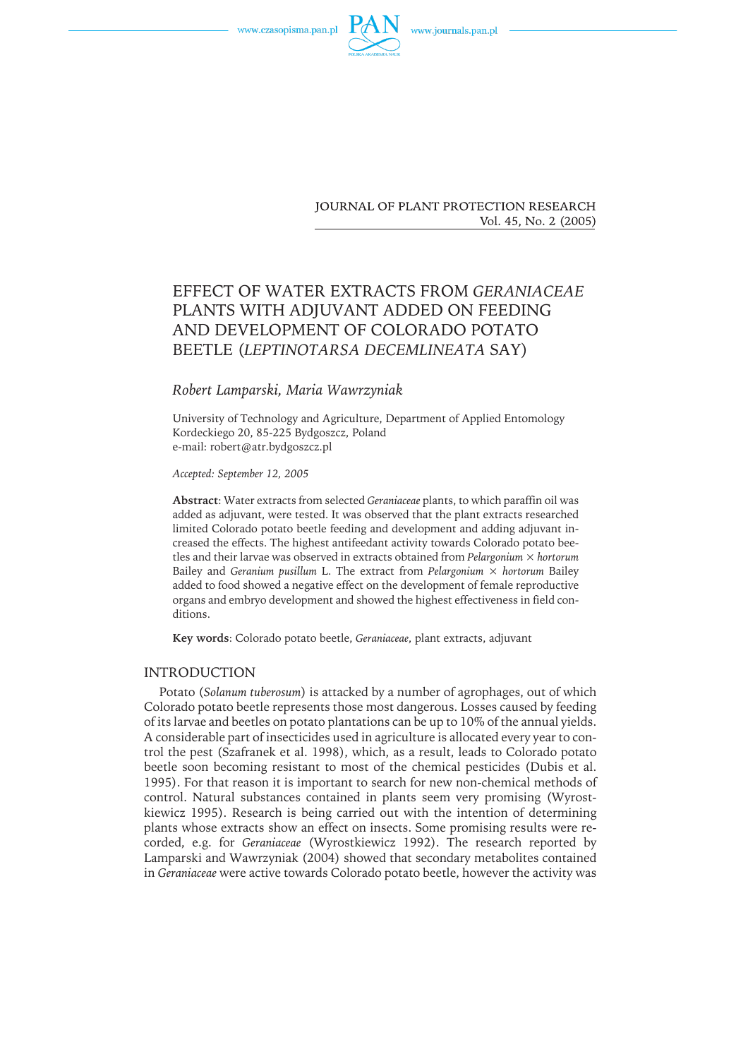# EFFECT OF WATER EXTRACTS FROM *GERANIACEAE* PLANTS WITH ADJUVANT ADDED ON FEEDING AND DEVELOPMENT OF COLORADO POTATO BEETLE (*LEPTINOTARSA DECEMLINEATA* SAY)

*Robert Lamparski, Maria Wawrzyniak*

University of Technology and Agriculture, Department of Applied Entomology
Kordeckiego 20, 85-225 Bydgoszcz, Poland
e-mail: robert@atr.bydgoszcz.pl

*Accepted: September 12, 2005*

**Abstract**: Water extracts from selected *Geraniaceae* plants, to which paraffin oil was added as adjuvant, were tested. It was observed that the plant extracts researched limited Colorado potato beetle feeding and development and adding adjuvant increased the effects. The highest antifeedant activity towards Colorado potato beetles and their larvae was observed in extracts obtained from *Pelargonium × hortorum* Bailey and *Geranium pusillum* L. The extract from *Pelargonium × hortorum* Bailey added to food showed a negative effect on the development of female reproductive organs and embryo development and showed the highest effectiveness in field conditions.

**Key words**: Colorado potato beetle, *Geraniaceae*, plant extracts, adjuvant

## INTRODUCTION

Potato (*Solanum tuberosum*) is attacked by a number of agrophages, out of which Colorado potato beetle represents those most dangerous. Losses caused by feeding of its larvae and beetles on potato plantations can be up to 10% of the annual yields. A considerable part of insecticides used in agriculture is allocated every year to control the pest (Szafranek et al. 1998), which, as a result, leads to Colorado potato beetle soon becoming resistant to most of the chemical pesticides (Dubis et al. 1995). For that reason it is important to search for new non-chemical methods of control. Natural substances contained in plants seem very promising (Wyrostkiewicz 1995). Research is being carried out with the intention of determining plants whose extracts show an effect on insects. Some promising results were recorded, e.g. for *Geraniaceae* (Wyrostkiewicz 1992). The research reported by Lamparski and Wawrzyniak (2004) showed that secondary metabolites contained in *Geraniaceae* were active towards Colorado potato beetle, however the activity was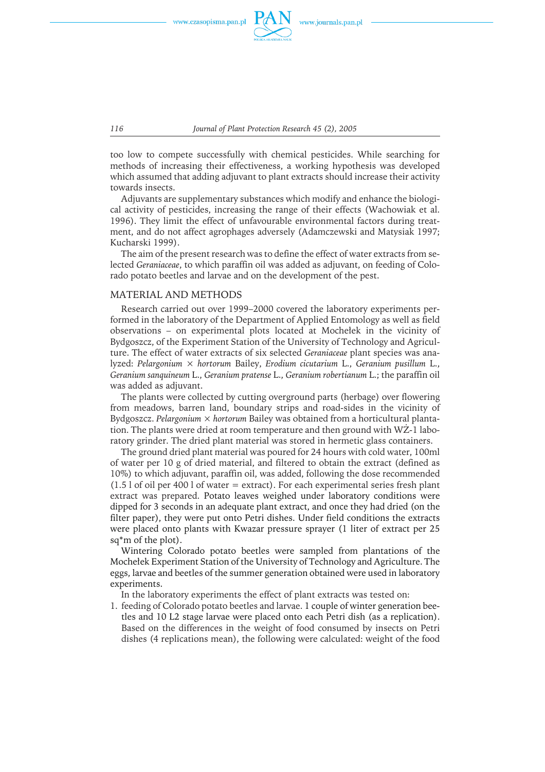too low to compete successfully with chemical pesticides. While searching for methods of increasing their effectiveness, a working hypothesis was developed which assumed that adding adjuvant to plant extracts should increase their activity towards insects.

Adjuvants are supplementary substances which modify and enhance the biological activity of pesticides, increasing the range of their effects (Wachowiak et al. 1996). They limit the effect of unfavourable environmental factors during treatment, and do not affect agrophages adversely (Adamczewski and Matysiak 1997; Kucharski 1999).

The aim of the present research was to define the effect of water extracts from selected *Geraniaceae*, to which paraffin oil was added as adjuvant, on feeding of Colorado potato beetles and larvae and on the development of the pest.

## MATERIAL AND METHODS

Research carried out over 1999–2000 covered the laboratory experiments performed in the laboratory of the Department of Applied Entomology as well as field observations – on experimental plots located at Mochełek in the vicinity of Bydgoszcz, of the Experiment Station of the University of Technology and Agriculture. The effect of water extracts of six selected *Geraniaceae* plant species was analyzed: *Pelargonium* × *hortorum* Bailey, *Erodium cicutarium* L., *Geranium pusillum* L., *Geranium sanquineum* L., *Geranium pratense* L., *Geranium robertianum* L.; the paraffin oil was added as adjuvant.

The plants were collected by cutting overground parts (herbage) over flowering from meadows, barren land, boundary strips and road-sides in the vicinity of Bydgoszcz. *Pelargonium* × *hortorum* Bailey was obtained from a horticultural plantation. The plants were dried at room temperature and then ground with WŻ-1 laboratory grinder. The dried plant material was stored in hermetic glass containers.

The ground dried plant material was poured for 24 hours with cold water, 100ml of water per 10 g of dried material, and filtered to obtain the extract (defined as 10%) to which adjuvant, paraffin oil, was added, following the dose recommended (1.5 l of oil per 400 l of water = extract). For each experimental series fresh plant extract was prepared. Potato leaves weighed under laboratory conditions were dipped for 3 seconds in an adequate plant extract, and once they had dried (on the filter paper), they were put onto Petri dishes. Under field conditions the extracts were placed onto plants with Kwazar pressure sprayer (1 liter of extract per 25 sq*m of the plot).

Wintering Colorado potato beetles were sampled from plantations of the Mochełek Experiment Station of the University of Technology and Agriculture. The eggs, larvae and beetles of the summer generation obtained were used in laboratory experiments.

In the laboratory experiments the effect of plant extracts was tested on:

1. feeding of Colorado potato beetles and larvae. 1 couple of winter generation beetles and 10 L2 stage larvae were placed onto each Petri dish (as a replication). Based on the differences in the weight of food consumed by insects on Petri dishes (4 replications mean), the following were calculated: weight of the food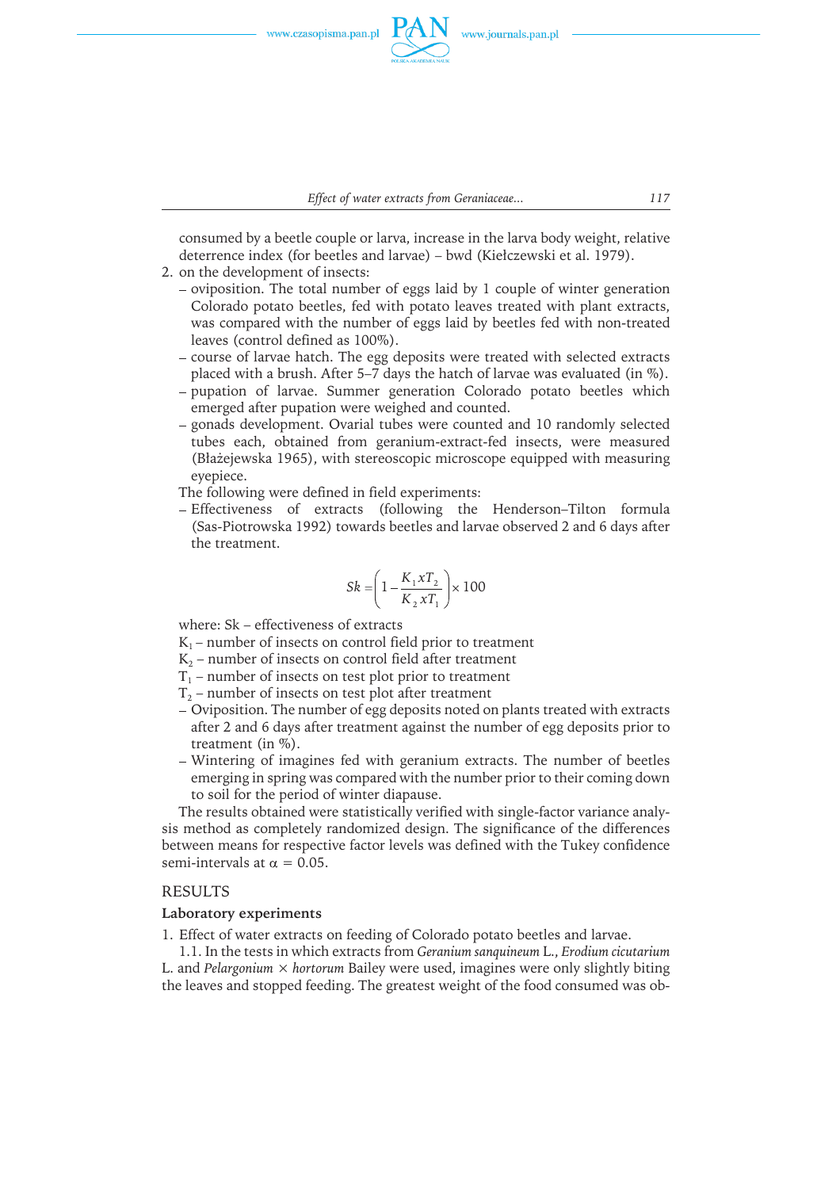consumed by a beetle couple or larva, increase in the larva body weight, relative deterrence index (for beetles and larvae) – bwd (Kiełczewski et al. 1979).

2. on the development of insects:
   – oviposition. The total number of eggs laid by 1 couple of winter generation Colorado potato beetles, fed with potato leaves treated with plant extracts, was compared with the number of eggs laid by beetles fed with non-treated leaves (control defined as 100%).
   – course of larvae hatch. The egg deposits were treated with selected extracts placed with a brush. After 5–7 days the hatch of larvae was evaluated (in %).
   – pupation of larvae. Summer generation Colorado potato beetles which emerged after pupation were weighed and counted.
   – gonads development. Ovarial tubes were counted and 10 randomly selected tubes each, obtained from geranium-extract-fed insects, were measured (Błażejewska 1965), with stereoscopic microscope equipped with measuring eyepiece.

The following were defined in field experiments:

– Effectiveness of extracts (following the Henderson–Tilton formula (Sas-Piotrowska 1992) towards beetles and larvae observed 2 and 6 days after the treatment.

$$Sk = \left(1 - \frac{K_1 x T_2}{K_2 x T_1}\right) \times 100$$

where: Sk – effectiveness of extracts

$K_1$ – number of insects on control field prior to treatment

$K_2$ – number of insects on control field after treatment

$T_1$ – number of insects on test plot prior to treatment

$T_2$ – number of insects on test plot after treatment

– Oviposition. The number of egg deposits noted on plants treated with extracts after 2 and 6 days after treatment against the number of egg deposits prior to treatment (in %).

– Wintering of imagines fed with geranium extracts. The number of beetles emerging in spring was compared with the number prior to their coming down to soil for the period of winter diapause.

The results obtained were statistically verified with single-factor variance analysis method as completely randomized design. The significance of the differences between means for respective factor levels was defined with the Tukey confidence semi-intervals at $\alpha = 0.05$.

## RESULTS

### Laboratory experiments

1. Effect of water extracts on feeding of Colorado potato beetles and larvae.

1.1. In the tests in which extracts from *Geranium sanquineum* L., *Erodium cicutarium* L. and *Pelargonium* × *hortorum* Bailey were used, imagines were only slightly biting the leaves and stopped feeding. The greatest weight of the food consumed was ob-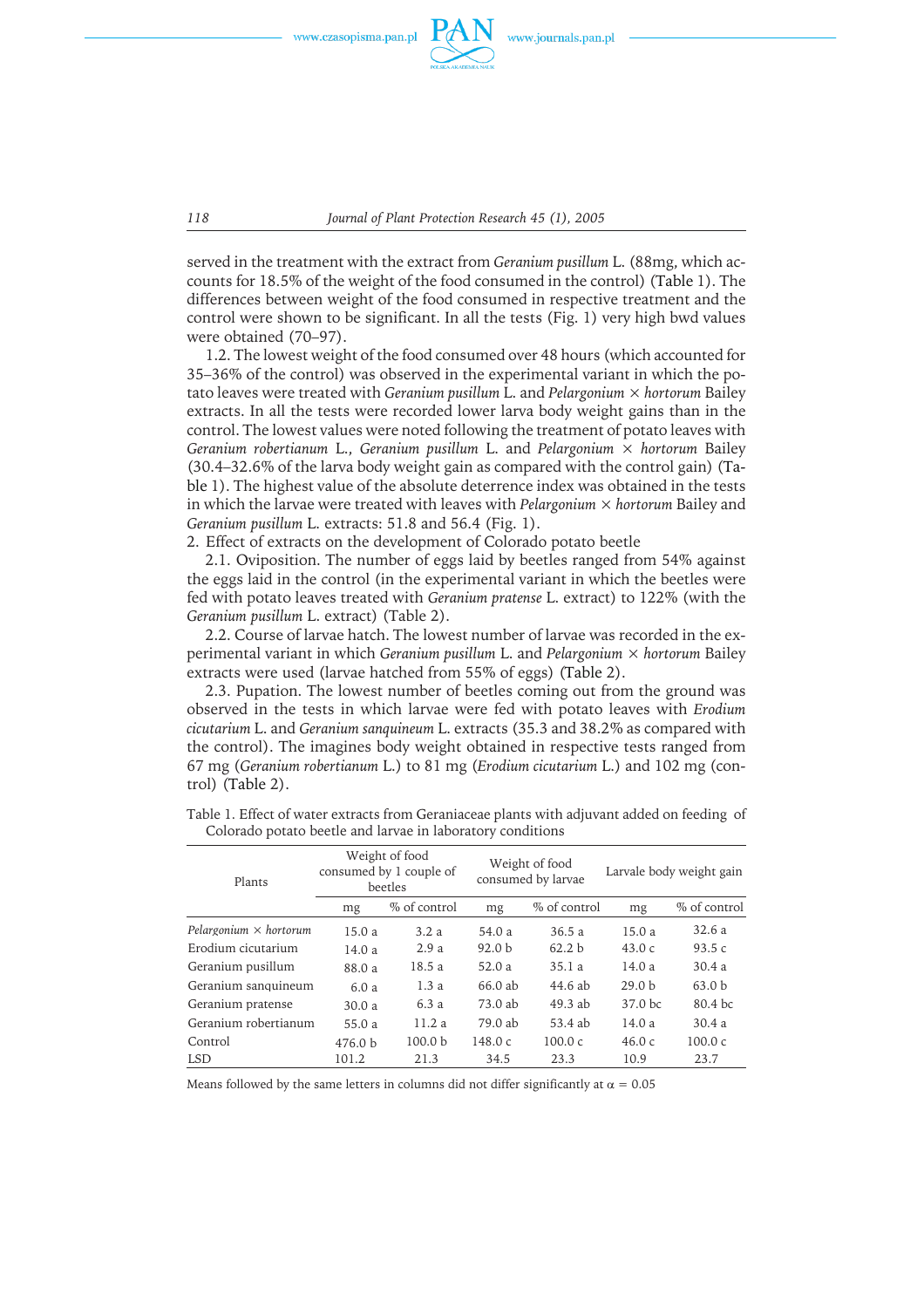served in the treatment with the extract from *Geranium pusillum* L. (88mg, which accounts for 18.5% of the weight of the food consumed in the control) (Table 1). The differences between weight of the food consumed in respective treatment and the control were shown to be significant. In all the tests (Fig. 1) very high bwd values were obtained (70–97).

1.2. The lowest weight of the food consumed over 48 hours (which accounted for 35–36% of the control) was observed in the experimental variant in which the potato leaves were treated with *Geranium pusillum* L. and *Pelargonium* × *hortorum* Bailey extracts. In all the tests were recorded lower larva body weight gains than in the control. The lowest values were noted following the treatment of potato leaves with *Geranium robertianum* L., *Geranium pusillum* L. and *Pelargonium* × *hortorum* Bailey (30.4–32.6% of the larva body weight gain as compared with the control gain) (Table 1). The highest value of the absolute deterrence index was obtained in the tests in which the larvae were treated with leaves with *Pelargonium* × *hortorum* Bailey and *Geranium pusillum* L. extracts: 51.8 and 56.4 (Fig. 1).

2. Effect of extracts on the development of Colorado potato beetle

2.1. Oviposition. The number of eggs laid by beetles ranged from 54% against the eggs laid in the control (in the experimental variant in which the beetles were fed with potato leaves treated with *Geranium pratense* L. extract) to 122% (with the *Geranium pusillum* L. extract) (Table 2).

2.2. Course of larvae hatch. The lowest number of larvae was recorded in the experimental variant in which *Geranium pusillum* L. and *Pelargonium* × *hortorum* Bailey extracts were used (larvae hatched from 55% of eggs) (Table 2).

2.3. Pupation. The lowest number of beetles coming out from the ground was observed in the tests in which larvae were fed with potato leaves with *Erodium cicutarium* L. and *Geranium sanquineum* L. extracts (35.3 and 38.2% as compared with the control). The imagines body weight obtained in respective tests ranged from 67 mg (*Geranium robertianum* L.) to 81 mg (*Erodium cicutarium* L.) and 102 mg (control) (Table 2).

Table 1. Effect of water extracts from Geraniaceae plants with adjuvant added on feeding of Colorado potato beetle and larvae in laboratory conditions

| Plants | Weight of food consumed by 1 couple of beetles | | Weight of food consumed by larvae | | Larvale body weight gain | |
|---|---|---|---|---|---|---|
| | mg | % of control | mg | % of control | mg | % of control |
| *Pelargonium* × *hortorum* | 15.0 a | 3.2 a | 54.0 a | 36.5 a | 15.0 a | 32.6 a |
| Erodium cicutarium | 14.0 a | 2.9 a | 92.0 b | 62.2 b | 43.0 c | 93.5 c |
| Geranium pusillum | 88.0 a | 18.5 a | 52.0 a | 35.1 a | 14.0 a | 30.4 a |
| Geranium sanquineum | 6.0 a | 1.3 a | 66.0 ab | 44.6 ab | 29.0 b | 63.0 b |
| Geranium pratense | 30.0 a | 6.3 a | 73.0 ab | 49.3 ab | 37.0 bc | 80.4 bc |
| Geranium robertianum | 55.0 a | 11.2 a | 79.0 ab | 53.4 ab | 14.0 a | 30.4 a |
| Control | 476.0 b | 100.0 b | 148.0 c | 100.0 c | 46.0 c | 100.0 c |
| LSD | 101.2 | 21.3 | 34.5 | 23.3 | 10.9 | 23.7 |

Means followed by the same letters in columns did not differ significantly at $\alpha = 0.05$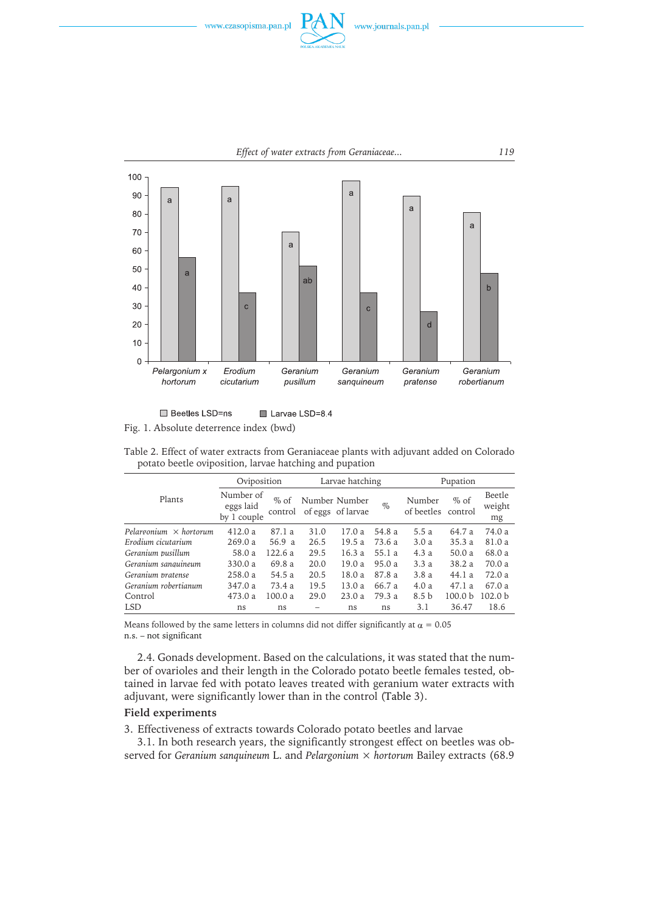Fig. 1. Absolute deterrence index (bwd)

Table 2. Effect of water extracts from Geraniaceae plants with adjuvant added on Colorado potato beetle oviposition, larvae hatching and pupation

| Plants | Oviposition | | Larvae hatching | | | Pupation | | |
|---|---|---|---|---|---|---|---|---|
| | Number of eggs laid by 1 couple | % of control | Number of eggs | Number of larvae | % | Number of beetles | % of control | Beetle weight mg |
| *Pelargonium × hortorum* | 412.0 a | 87.1 a | 31.0 | 17.0 a | 54.8 a | 5.5 a | 64.7 a | 74.0 a |
| *Erodium cicutarium* | 269.0 a | 56.9 a | 26.5 | 19.5 a | 73.6 a | 3.0 a | 35.3 a | 81.0 a |
| *Geranium pusillum* | 58.0 a | 122.6 a | 29.5 | 16.3 a | 55.1 a | 4.3 a | 50.0 a | 68.0 a |
| *Geranium sanquineum* | 330.0 a | 69.8 a | 20.0 | 19.0 a | 95.0 a | 3.3 a | 38.2 a | 70.0 a |
| *Geranium pratense* | 258.0 a | 54.5 a | 20.5 | 18.0 a | 87.8 a | 3.8 a | 44.1 a | 72.0 a |
| *Geranium robertianum* | 347.0 a | 73.4 a | 19.5 | 13.0 a | 66.7 a | 4.0 a | 47.1 a | 67.0 a |
| Control | 473.0 a | 100.0 a | 29.0 | 23.0 a | 79.3 a | 8.5 b | 100.0 b | 102.0 b |
| LSD | ns | ns | – | ns | ns | 3.1 | 36.47 | 18.6 |

Means followed by the same letters in columns did not differ significantly at $\alpha$ = 0.05
n.s. – not significant

2.4. Gonads development. Based on the calculations, it was stated that the number of ovarioles and their length in the Colorado potato beetle females tested, obtained in larvae fed with potato leaves treated with geranium water extracts with adjuvant, were significantly lower than in the control (Table 3).

## Field experiments

3. Effectiveness of extracts towards Colorado potato beetles and larvae

3.1. In both research years, the significantly strongest effect on beetles was observed for *Geranium sanquineum* L. and *Pelargonium × hortorum* Bailey extracts (68.9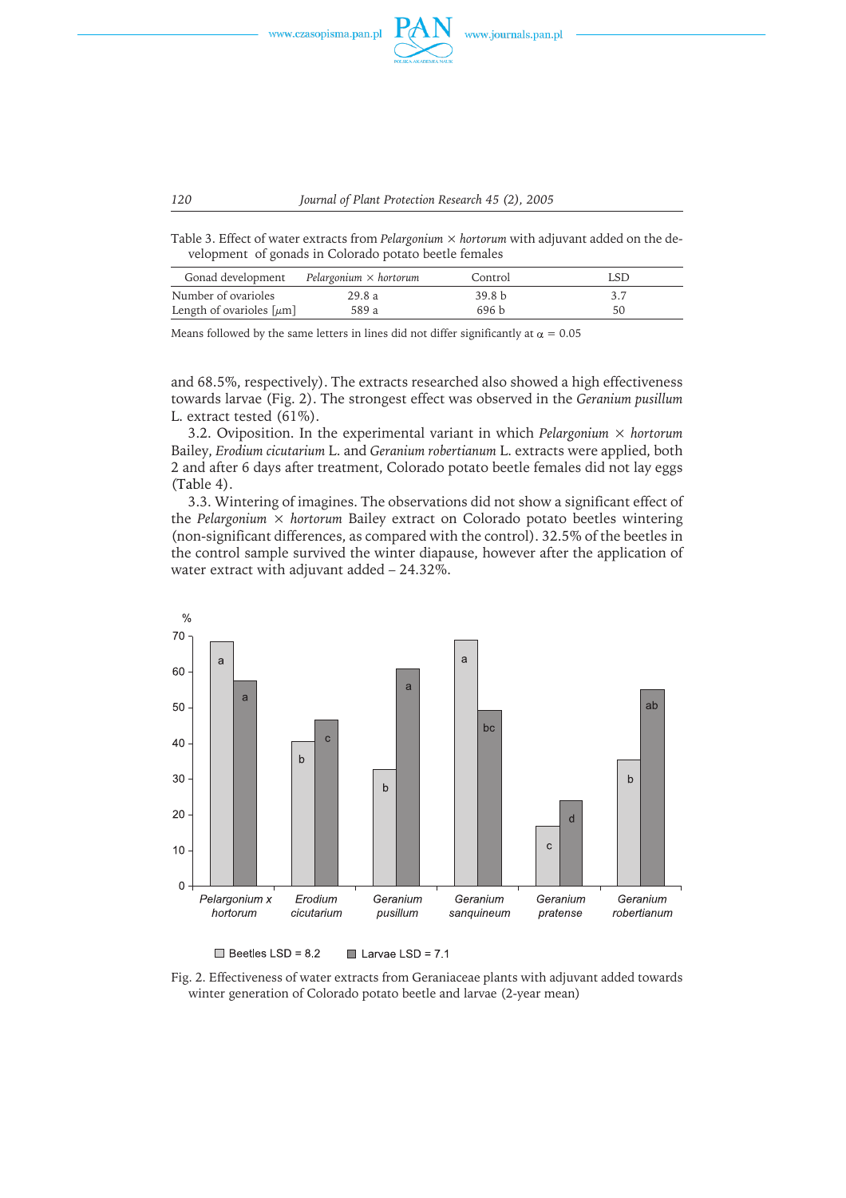Table 3. Effect of water extracts from *Pelargonium* × *hortorum* with adjuvant added on the development of gonads in Colorado potato beetle females

| Gonad development | *Pelargonium* × *hortorum* | Control | LSD |
|---|---|---|---|
| Number of ovarioles | 29.8 a | 39.8 b | 3.7 |
| Length of ovarioles [μm] | 589 a | 696 b | 50 |

Means followed by the same letters in lines did not differ significantly at $\alpha = 0.05$

and 68.5%, respectively). The extracts researched also showed a high effectiveness towards larvae (Fig. 2). The strongest effect was observed in the *Geranium pusillum* L. extract tested (61%).

3.2. Oviposition. In the experimental variant in which *Pelargonium* × *hortorum* Bailey, *Erodium cicutarium* L. and *Geranium robertianum* L. extracts were applied, both 2 and after 6 days after treatment, Colorado potato beetle females did not lay eggs (Table 4).

3.3. Wintering of imagines. The observations did not show a significant effect of the *Pelargonium* × *hortorum* Bailey extract on Colorado potato beetles wintering (non-significant differences, as compared with the control). 32.5% of the beetles in the control sample survived the winter diapause, however after the application of water extract with adjuvant added – 24.32%.

Fig. 2. Effectiveness of water extracts from Geraniaceae plants with adjuvant added towards winter generation of Colorado potato beetle and larvae (2-year mean)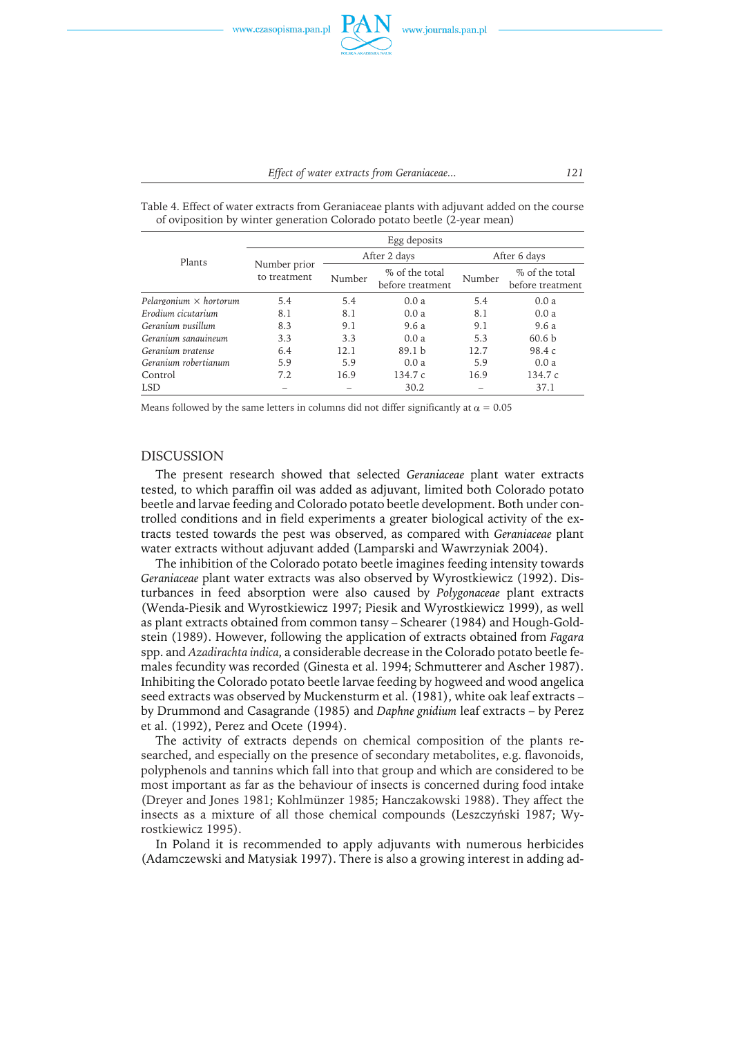Table 4. Effect of water extracts from Geraniaceae plants with adjuvant added on the course of oviposition by winter generation Colorado potato beetle (2-year mean)

| Plants | Egg deposits | | | | |
|---|---|---|---|---|---|
| | Number prior to treatment | After 2 days | | After 6 days | |
| | | Number | % of the total before treatment | Number | % of the total before treatment |
| *Pelargonium × hortorum* | 5.4 | 5.4 | 0.0 a | 5.4 | 0.0 a |
| *Erodium cicutarium* | 8.1 | 8.1 | 0.0 a | 8.1 | 0.0 a |
| *Geranium pusillum* | 8.3 | 9.1 | 9.6 a | 9.1 | 9.6 a |
| *Geranium sanguineum* | 3.3 | 3.3 | 0.0 a | 5.3 | 60.6 b |
| *Geranium pratense* | 6.4 | 12.1 | 89.1 b | 12.7 | 98.4 c |
| *Geranium robertianum* | 5.9 | 5.9 | 0.0 a | 5.9 | 0.0 a |
| Control | 7.2 | 16.9 | 134.7 c | 16.9 | 134.7 c |
| LSD | – | – | 30.2 | – | 37.1 |

Means followed by the same letters in columns did not differ significantly at $\alpha = 0.05$

## DISCUSSION

The present research showed that selected *Geraniaceae* plant water extracts tested, to which paraffin oil was added as adjuvant, limited both Colorado potato beetle and larvae feeding and Colorado potato beetle development. Both under controlled conditions and in field experiments a greater biological activity of the extracts tested towards the pest was observed, as compared with *Geraniaceae* plant water extracts without adjuvant added (Lamparski and Wawrzyniak 2004).

The inhibition of the Colorado potato beetle imagines feeding intensity towards *Geraniaceae* plant water extracts was also observed by Wyrostkiewicz (1992). Disturbances in feed absorption were also caused by *Polygonaceae* plant extracts (Wenda-Piesik and Wyrostkiewicz 1997; Piesik and Wyrostkiewicz 1999), as well as plant extracts obtained from common tansy – Schearer (1984) and Hough-Goldstein (1989). However, following the application of extracts obtained from *Fagara* spp. and *Azadirachta indica*, a considerable decrease in the Colorado potato beetle females fecundity was recorded (Ginesta et al. 1994; Schmutterer and Ascher 1987). Inhibiting the Colorado potato beetle larvae feeding by hogweed and wood angelica seed extracts was observed by Muckensturm et al. (1981), white oak leaf extracts – by Drummond and Casagrande (1985) and *Daphne gnidium* leaf extracts – by Perez et al. (1992), Perez and Ocete (1994).

The activity of extracts depends on chemical composition of the plants researched, and especially on the presence of secondary metabolites, e.g. flavonoids, polyphenols and tannins which fall into that group and which are considered to be most important as far as the behaviour of insects is concerned during food intake (Dreyer and Jones 1981; Kohlmünzer 1985; Hanczakowski 1988). They affect the insects as a mixture of all those chemical compounds (Leszczyński 1987; Wyrostkiewicz 1995).

In Poland it is recommended to apply adjuvants with numerous herbicides (Adamczewski and Matysiak 1997). There is also a growing interest in adding ad-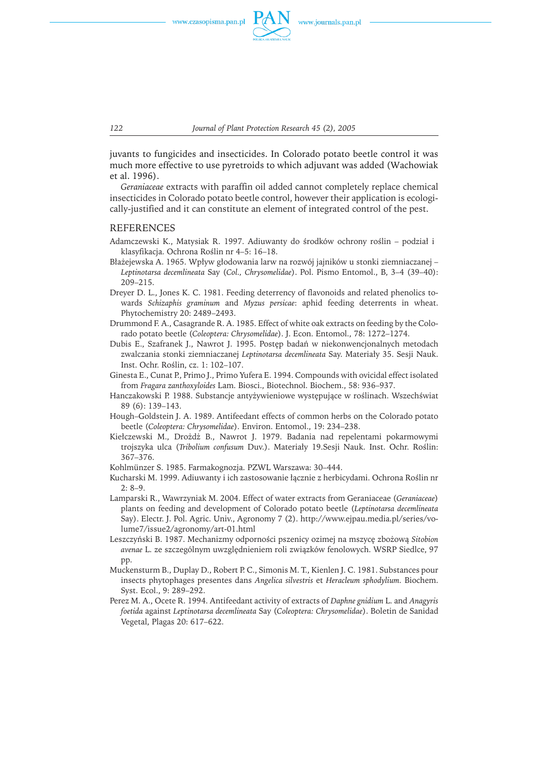juvants to fungicides and insecticides. In Colorado potato beetle control it was much more effective to use pyretroids to which adjuvant was added (Wachowiak et al. 1996).

*Geraniaceae* extracts with paraffin oil added cannot completely replace chemical insecticides in Colorado potato beetle control, however their application is ecologically-justified and it can constitute an element of integrated control of the pest.

## REFERENCES

Adamczewski K., Matysiak R. 1997. Adiuwanty do środków ochrony roślin – podział i klasyfikacja. Ochrona Roślin nr 4–5: 16–18.

Błażejewska A. 1965. Wpływ głodowania larw na rozwój jajników u stonki ziemniaczanej – *Leptinotarsa decemlineata* Say (*Col., Chrysomelidae*). Pol. Pismo Entomol., B, 3–4 (39–40): 209–215.

Dreyer D. L., Jones K. C. 1981. Feeding deterrency of flavonoids and related phenolics towards *Schizaphis graminum* and *Myzus persicae*: aphid feeding deterrents in wheat. Phytochemistry 20: 2489–2493.

Drummond F. A., Casagrande R. A. 1985. Effect of white oak extracts on feeding by the Colorado potato beetle (*Coleoptera: Chrysomelidae*). J. Econ. Entomol., 78: 1272–1274.

Dubis E., Szafranek J., Nawrot J. 1995. Postęp badań w niekonwencjonalnych metodach zwalczania stonki ziemniaczanej *Leptinotarsa decemlineata* Say. Materiały 35. Sesji Nauk. Inst. Ochr. Roślin, cz. 1: 102–107.

Ginesta E., Cunat P., Primo J., Primo Yufera E. 1994. Compounds with ovicidal effect isolated from *Fragara zanthoxyloides* Lam. Biosci., Biotechnol. Biochem., 58: 936–937.

Hanczakowski P. 1988. Substancje antyżywieniowe występujące w roślinach. Wszechświat 89 (6): 139–143.

Hough–Goldstein J. A. 1989. Antifeedant effects of common herbs on the Colorado potato beetle (*Coleoptera: Chrysomelidae*). Environ. Entomol., 19: 234–238.

Kiełczewski M., Drożdż B., Nawrot J. 1979. Badania nad repelentami pokarmowymi trojszyka ulca (*Tribolium confusum* Duv.). Materiały 19.Sesji Nauk. Inst. Ochr. Roślin: 367–376.

Kohlmünzer S. 1985. Farmakognozja. PZWL Warszawa: 30–444.

Kucharski M. 1999. Adiuwanty i ich zastosowanie łącznie z herbicydami. Ochrona Roślin nr 2: 8–9.

Lamparski R., Wawrzyniak M. 2004. Effect of water extracts from Geraniaceae (*Geraniaceae*) plants on feeding and development of Colorado potato beetle (*Leptinotarsa decemlineata* Say). Electr. J. Pol. Agric. Univ., Agronomy 7 (2). http://www.ejpau.media.pl/series/volume7/issue2/agronomy/art-01.html

Leszczyński B. 1987. Mechanizmy odporności pszenicy ozimej na mszycę zbożową *Sitobion avenae* L. ze szczególnym uwzględnieniem roli związków fenolowych. WSRP Siedlce, 97 pp.

Muckensturm B., Duplay D., Robert P. C., Simonis M. T., Kienlen J. C. 1981. Substances pour insects phytophages presentes dans *Angelica silvestris* et *Heracleum sphodylium*. Biochem. Syst. Ecol., 9: 289–292.

Perez M. A., Ocete R. 1994. Antifeedant activity of extracts of *Daphne gnidium* L. and *Anagyris foetida* against *Leptinotarsa decemlineata* Say (*Coleoptera: Chrysomelidae*). Boletin de Sanidad Vegetal, Plagas 20: 617–622.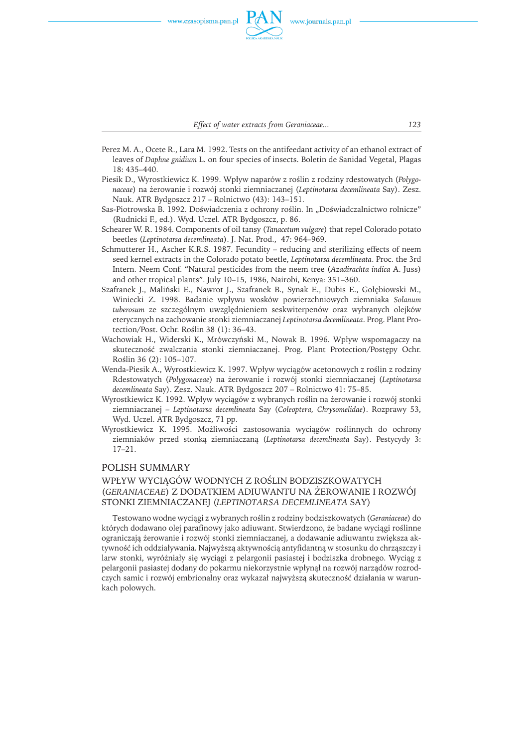Perez M. A., Ocete R., Lara M. 1992. Tests on the antifeedant activity of an ethanol extract of leaves of *Daphne gnidium* L. on four species of insects. Boletin de Sanidad Vegetal, Plagas 18: 435–440.

Piesik D., Wyrostkiewicz K. 1999. Wpływ naparów z roślin z rodziny rdestowatych (*Polygonaceae*) na żerowanie i rozwój stonki ziemniaczanej (*Leptinotarsa decemlineata* Say). Zesz. Nauk. ATR Bydgoszcz 217 – Rolnictwo (43): 143–151.

Sas-Piotrowska B. 1992. Doświadczenia z ochrony roślin. In „Doświadczalnictwo rolnicze" (Rudnicki F., ed.). Wyd. Uczel. ATR Bydgoszcz, p. 86.

Schearer W. R. 1984. Components of oil tansy (*Tanacetum vulgare*) that repel Colorado potato beetles (*Leptinotarsa decemlineata*). J. Nat. Prod., 47: 964–969.

Schmutterer H., Ascher K.R.S. 1987. Fecundity – reducing and sterilizing effects of neem seed kernel extracts in the Colorado potato beetle, *Leptinotarsa decemlineata*. Proc. the 3rd Intern. Neem Conf. "Natural pesticides from the neem tree (*Azadirachta indica* A. Juss) and other tropical plants". July 10–15, 1986, Nairobi, Kenya: 351–360.

Szafranek J., Maliński E., Nawrot J., Szafranek B., Synak E., Dubis E., Gołębiowski M., Winiecki Z. 1998. Badanie wpływu wosków powierzchniowych ziemniaka *Solanum tuberosum* ze szczególnym uwzględnieniem seskwiterpenów oraz wybranych olejków eterycznych na zachowanie stonki ziemniaczanej *Leptinotarsa decemlineata*. Prog. Plant Protection/Post. Ochr. Roślin 38 (1): 36–43.

Wachowiak H., Widerski K., Mrówczyński M., Nowak B. 1996. Wpływ wspomagaczy na skuteczność zwalczania stonki ziemniaczanej. Prog. Plant Protection/Postępy Ochr. Roślin 36 (2): 105–107.

Wenda-Piesik A., Wyrostkiewicz K. 1997. Wpływ wyciągów acetonowych z roślin z rodziny Rdestowatych (*Polygonaceae*) na żerowanie i rozwój stonki ziemniaczanej (*Leptinotarsa decemlineata* Say). Zesz. Nauk. ATR Bydgoszcz 207 – Rolnictwo 41: 75–85.

Wyrostkiewicz K. 1992. Wpływ wyciągów z wybranych roślin na żerowanie i rozwój stonki ziemniaczanej – *Leptinotarsa decemlineata* Say (*Coleoptera, Chrysomelidae*). Rozprawy 53, Wyd. Uczel. ATR Bydgoszcz, 71 pp.

Wyrostkiewicz K. 1995. Możliwości zastosowania wyciągów roślinnych do ochrony ziemniaków przed stonką ziemniaczaną (*Leptinotarsa decemlineata* Say). Pestycydy 3: 17–21.

## POLISH SUMMARY

### WPŁYW WYCIĄGÓW WODNYCH Z ROŚLIN BODZISZKOWATYCH (*GERANIACEAE*) Z DODATKIEM ADIUWANTU NA ŻEROWANIE I ROZWÓJ STONKI ZIEMNIACZANEJ (*LEPTINOTARSA DECEMLINEATA* SAY)

Testowano wodne wyciągi z wybranych roślin z rodziny bodziszkowatych (*Geraniaceae*) do których dodawano olej parafinowy jako adiuwant. Stwierdzono, że badane wyciągi roślinne ograniczają żerowanie i rozwój stonki ziemniaczanej, a dodawanie adiuwantu zwiększa aktywność ich oddziaływania. Najwyższą aktywnością antyfidantną w stosunku do chrząszczy i larw stonki, wyróżniały się wyciągi z pelargonii pasiastej i bodziszka drobnego. Wyciąg z pelargonii pasiastej dodany do pokarmu niekorzystnie wpłynął na rozwój narządów rozrodczych samic i rozwój embrionalny oraz wykazał najwyższą skuteczność działania w warunkach polowych.